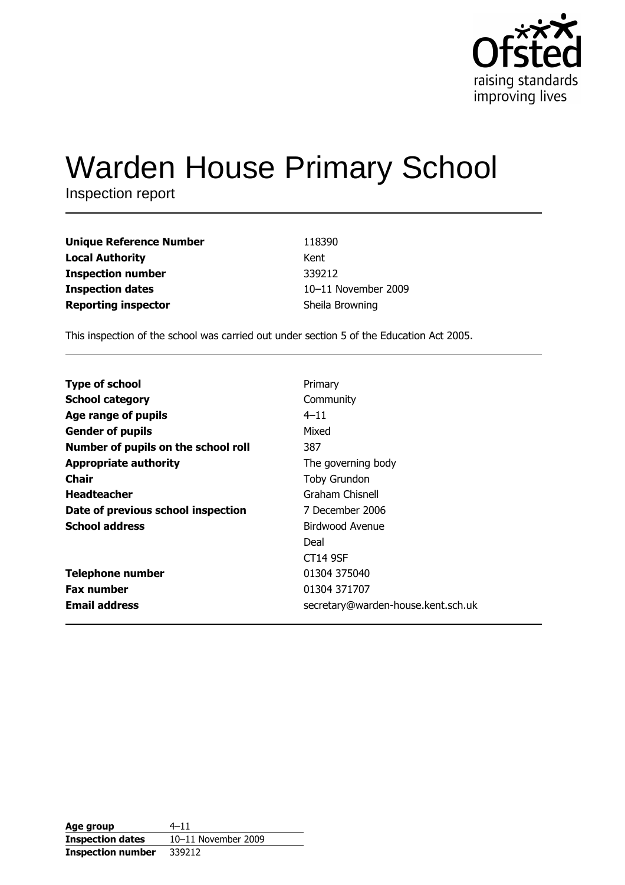# Warden House Primary School

Inspection report

| | |
|---|---|
| **Unique Reference Number** | 118390 |
| **Local Authority** | Kent |
| **Inspection number** | 339212 |
| **Inspection dates** | 10–11 November 2009 |
| **Reporting inspector** | Sheila Browning |

This inspection of the school was carried out under section 5 of the Education Act 2005.

| | |
|---|---|
| **Type of school** | Primary |
| **School category** | Community |
| **Age range of pupils** | 4–11 |
| **Gender of pupils** | Mixed |
| **Number of pupils on the school roll** | 387 |
| **Appropriate authority** | The governing body |
| **Chair** | Toby Grundon |
| **Headteacher** | Graham Chisnell |
| **Date of previous school inspection** | 7 December 2006 |
| **School address** | Birdwood Avenue<br>Deal<br>CT14 9SF |
| **Telephone number** | 01304 375040 |
| **Fax number** | 01304 371707 |
| **Email address** | secretary@warden-house.kent.sch.uk |

| | |
|---|---|
| **Age group** | 4–11 |
| **Inspection dates** | 10–11 November 2009 |
| **Inspection number** | 339212 |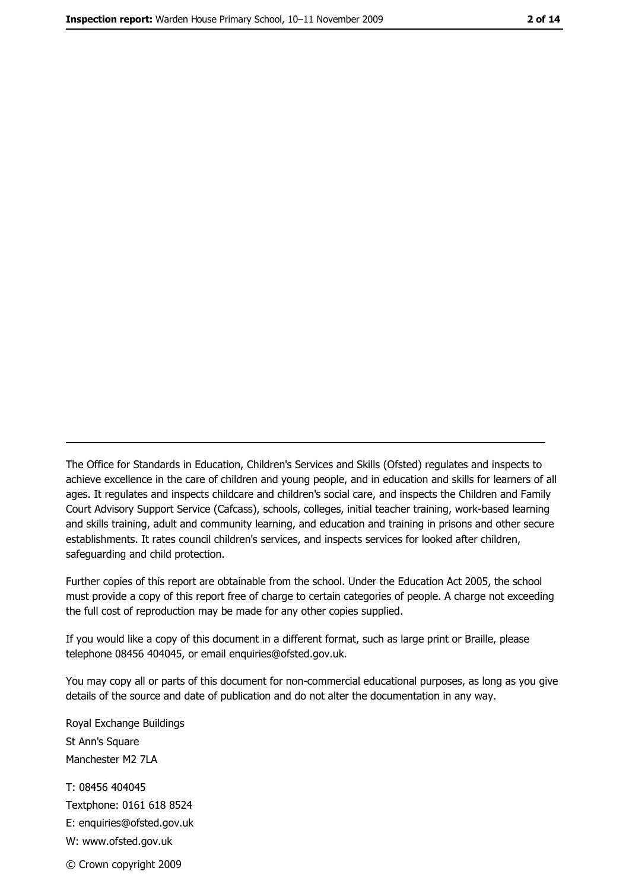---

The Office for Standards in Education, Children's Services and Skills (Ofsted) regulates and inspects to achieve excellence in the care of children and young people, and in education and skills for learners of all ages. It regulates and inspects childcare and children's social care, and inspects the Children and Family Court Advisory Support Service (Cafcass), schools, colleges, initial teacher training, work-based learning and skills training, adult and community learning, and education and training in prisons and other secure establishments. It rates council children's services, and inspects services for looked after children, safeguarding and child protection.

Further copies of this report are obtainable from the school. Under the Education Act 2005, the school must provide a copy of this report free of charge to certain categories of people. A charge not exceeding the full cost of reproduction may be made for any other copies supplied.

If you would like a copy of this document in a different format, such as large print or Braille, please telephone 08456 404045, or email enquiries@ofsted.gov.uk.

You may copy all or parts of this document for non-commercial educational purposes, as long as you give details of the source and date of publication and do not alter the documentation in any way.

Royal Exchange Buildings  
St Ann's Square  
Manchester M2 7LA

T: 08456 404045  
Textphone: 0161 618 8524  
E: enquiries@ofsted.gov.uk  
W: www.ofsted.gov.uk

© Crown copyright 2009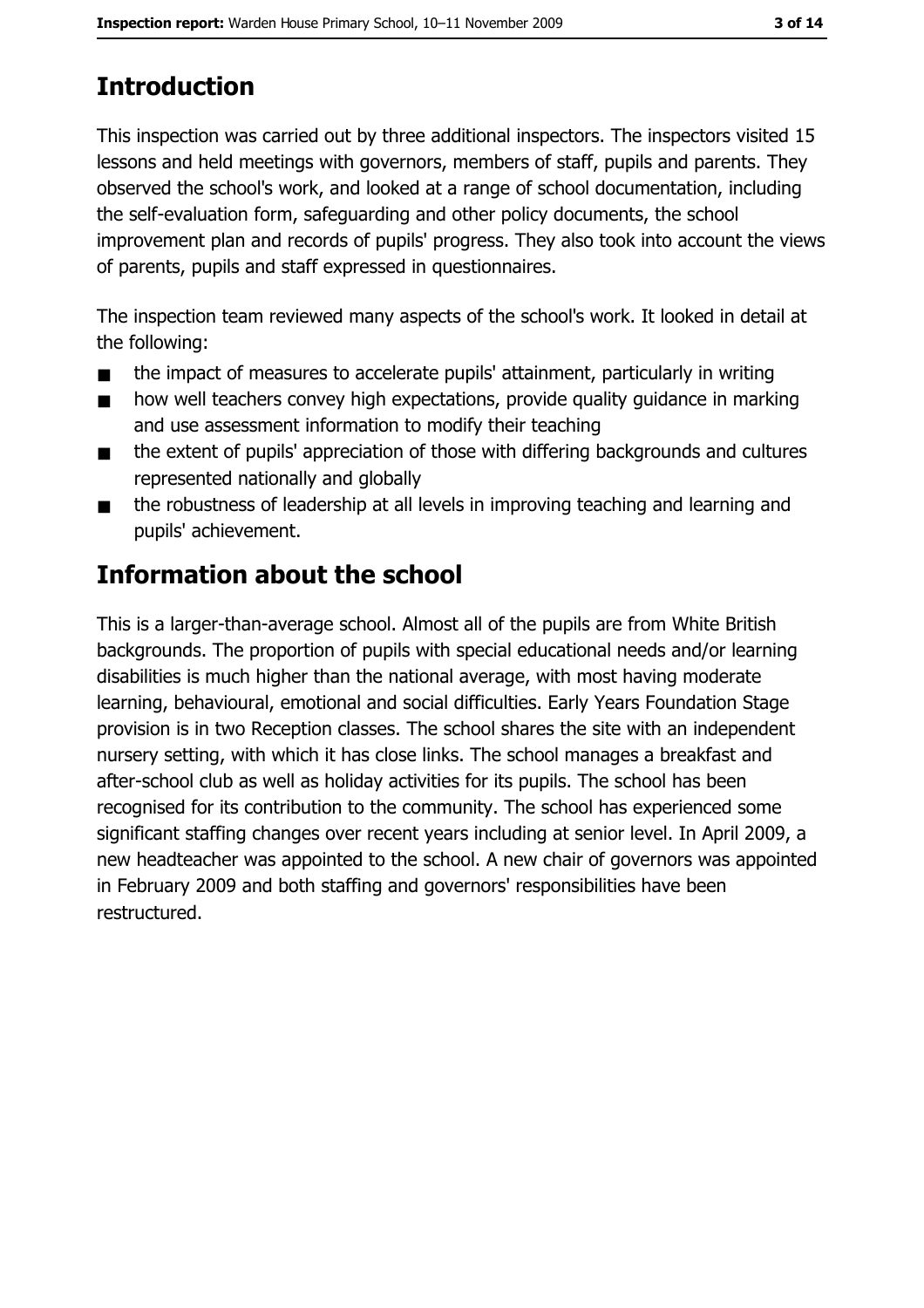## Introduction

This inspection was carried out by three additional inspectors. The inspectors visited 15 lessons and held meetings with governors, members of staff, pupils and parents. They observed the school's work, and looked at a range of school documentation, including the self-evaluation form, safeguarding and other policy documents, the school improvement plan and records of pupils' progress. They also took into account the views of parents, pupils and staff expressed in questionnaires.

The inspection team reviewed many aspects of the school's work. It looked in detail at the following:

- the impact of measures to accelerate pupils' attainment, particularly in writing
- how well teachers convey high expectations, provide quality guidance in marking and use assessment information to modify their teaching
- the extent of pupils' appreciation of those with differing backgrounds and cultures represented nationally and globally
- the robustness of leadership at all levels in improving teaching and learning and pupils' achievement.

## Information about the school

This is a larger-than-average school. Almost all of the pupils are from White British backgrounds. The proportion of pupils with special educational needs and/or learning disabilities is much higher than the national average, with most having moderate learning, behavioural, emotional and social difficulties. Early Years Foundation Stage provision is in two Reception classes. The school shares the site with an independent nursery setting, with which it has close links. The school manages a breakfast and after-school club as well as holiday activities for its pupils. The school has been recognised for its contribution to the community. The school has experienced some significant staffing changes over recent years including at senior level. In April 2009, a new headteacher was appointed to the school. A new chair of governors was appointed in February 2009 and both staffing and governors' responsibilities have been restructured.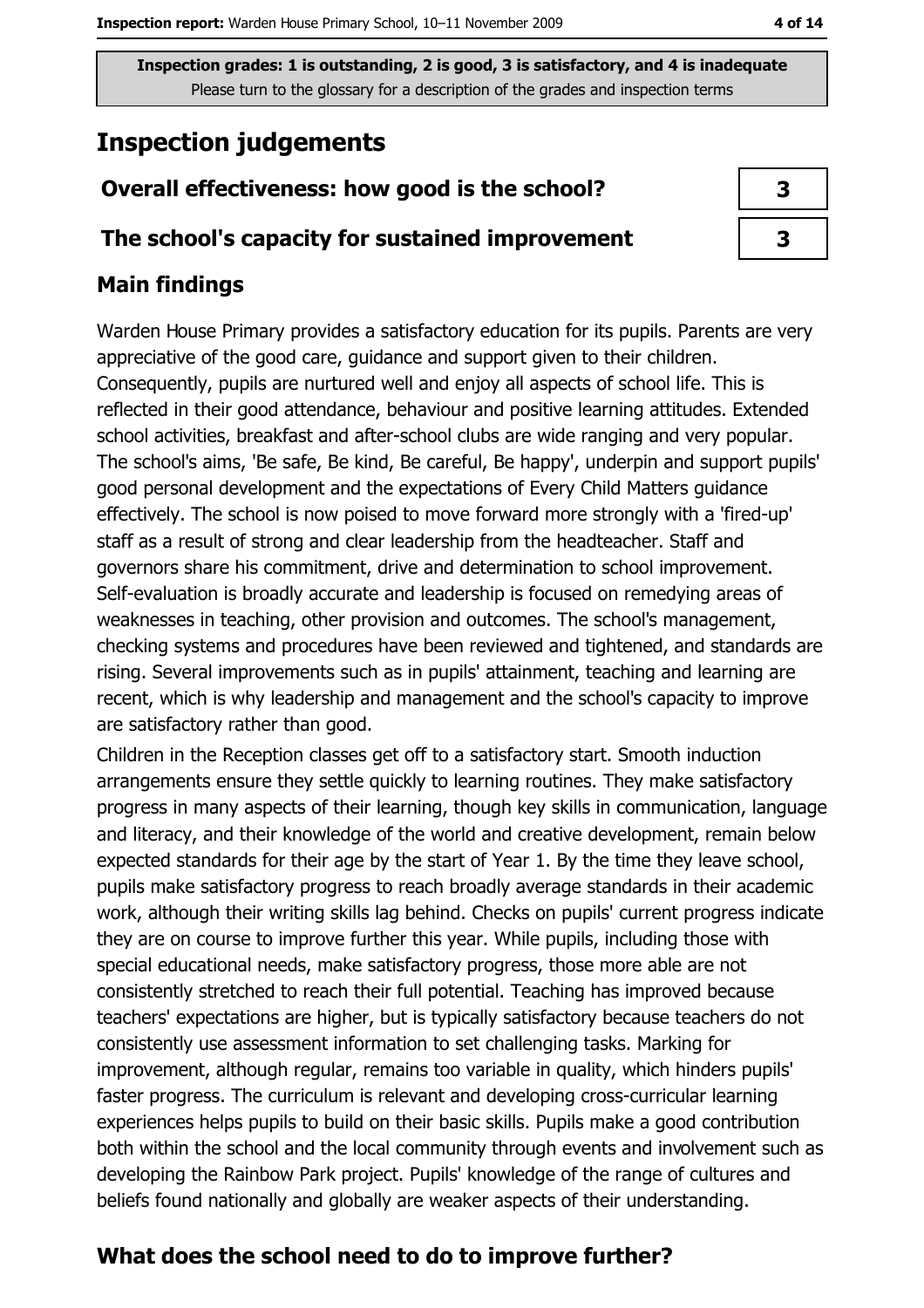Inspection grades: 1 is outstanding, 2 is good, 3 is satisfactory, and 4 is inadequate
Please turn to the glossary for a description of the grades and inspection terms

# Inspection judgements

| | |
|---|---|
| **Overall effectiveness: how good is the school?** | 3 |
| **The school's capacity for sustained improvement** | 3 |

## Main findings

Warden House Primary provides a satisfactory education for its pupils. Parents are very appreciative of the good care, guidance and support given to their children. Consequently, pupils are nurtured well and enjoy all aspects of school life. This is reflected in their good attendance, behaviour and positive learning attitudes. Extended school activities, breakfast and after-school clubs are wide ranging and very popular. The school's aims, 'Be safe, Be kind, Be careful, Be happy', underpin and support pupils' good personal development and the expectations of Every Child Matters guidance effectively. The school is now poised to move forward more strongly with a 'fired-up' staff as a result of strong and clear leadership from the headteacher. Staff and governors share his commitment, drive and determination to school improvement. Self-evaluation is broadly accurate and leadership is focused on remedying areas of weaknesses in teaching, other provision and outcomes. The school's management, checking systems and procedures have been reviewed and tightened, and standards are rising. Several improvements such as in pupils' attainment, teaching and learning are recent, which is why leadership and management and the school's capacity to improve are satisfactory rather than good.

Children in the Reception classes get off to a satisfactory start. Smooth induction arrangements ensure they settle quickly to learning routines. They make satisfactory progress in many aspects of their learning, though key skills in communication, language and literacy, and their knowledge of the world and creative development, remain below expected standards for their age by the start of Year 1. By the time they leave school, pupils make satisfactory progress to reach broadly average standards in their academic work, although their writing skills lag behind. Checks on pupils' current progress indicate they are on course to improve further this year. While pupils, including those with special educational needs, make satisfactory progress, those more able are not consistently stretched to reach their full potential. Teaching has improved because teachers' expectations are higher, but is typically satisfactory because teachers do not consistently use assessment information to set challenging tasks. Marking for improvement, although regular, remains too variable in quality, which hinders pupils' faster progress. The curriculum is relevant and developing cross-curricular learning experiences helps pupils to build on their basic skills. Pupils make a good contribution both within the school and the local community through events and involvement such as developing the Rainbow Park project. Pupils' knowledge of the range of cultures and beliefs found nationally and globally are weaker aspects of their understanding.

## What does the school need to do to improve further?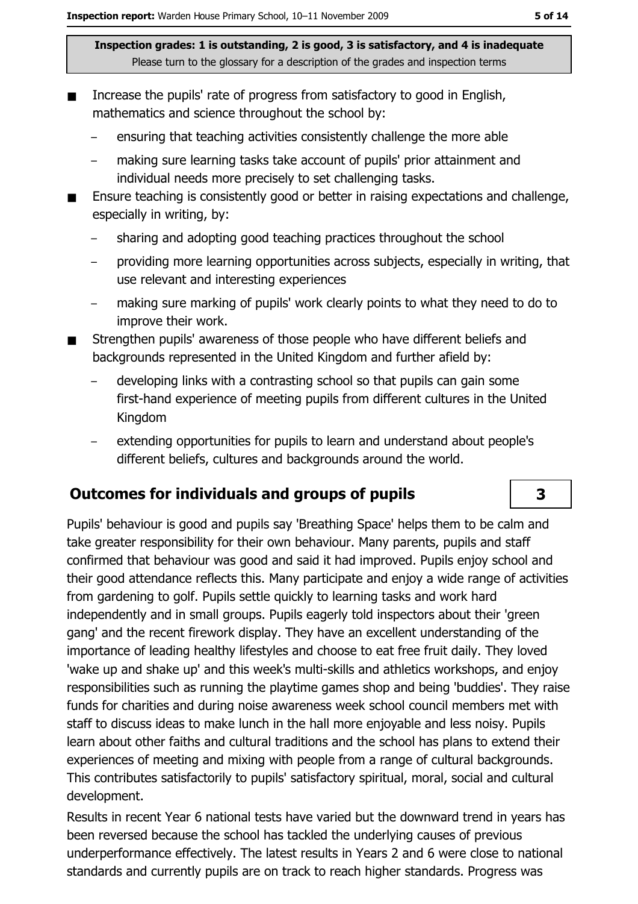**Inspection grades: 1 is outstanding, 2 is good, 3 is satisfactory, and 4 is inadequate**
Please turn to the glossary for a description of the grades and inspection terms

- Increase the pupils' rate of progress from satisfactory to good in English, mathematics and science throughout the school by:
  - ensuring that teaching activities consistently challenge the more able
  - making sure learning tasks take account of pupils' prior attainment and individual needs more precisely to set challenging tasks.
- Ensure teaching is consistently good or better in raising expectations and challenge, especially in writing, by:
  - sharing and adopting good teaching practices throughout the school
  - providing more learning opportunities across subjects, especially in writing, that use relevant and interesting experiences
  - making sure marking of pupils' work clearly points to what they need to do to improve their work.
- Strengthen pupils' awareness of those people who have different beliefs and backgrounds represented in the United Kingdom and further afield by:
  - developing links with a contrasting school so that pupils can gain some first-hand experience of meeting pupils from different cultures in the United Kingdom
  - extending opportunities for pupils to learn and understand about people's different beliefs, cultures and backgrounds around the world.

## Outcomes for individuals and groups of pupils

**3**

Pupils' behaviour is good and pupils say 'Breathing Space' helps them to be calm and take greater responsibility for their own behaviour. Many parents, pupils and staff confirmed that behaviour was good and said it had improved. Pupils enjoy school and their good attendance reflects this. Many participate and enjoy a wide range of activities from gardening to golf. Pupils settle quickly to learning tasks and work hard independently and in small groups. Pupils eagerly told inspectors about their 'green gang' and the recent firework display. They have an excellent understanding of the importance of leading healthy lifestyles and choose to eat free fruit daily. They loved 'wake up and shake up' and this week's multi-skills and athletics workshops, and enjoy responsibilities such as running the playtime games shop and being 'buddies'. They raise funds for charities and during noise awareness week school council members met with staff to discuss ideas to make lunch in the hall more enjoyable and less noisy. Pupils learn about other faiths and cultural traditions and the school has plans to extend their experiences of meeting and mixing with people from a range of cultural backgrounds. This contributes satisfactorily to pupils' satisfactory spiritual, moral, social and cultural development.

Results in recent Year 6 national tests have varied but the downward trend in years has been reversed because the school has tackled the underlying causes of previous underperformance effectively. The latest results in Years 2 and 6 were close to national standards and currently pupils are on track to reach higher standards. Progress was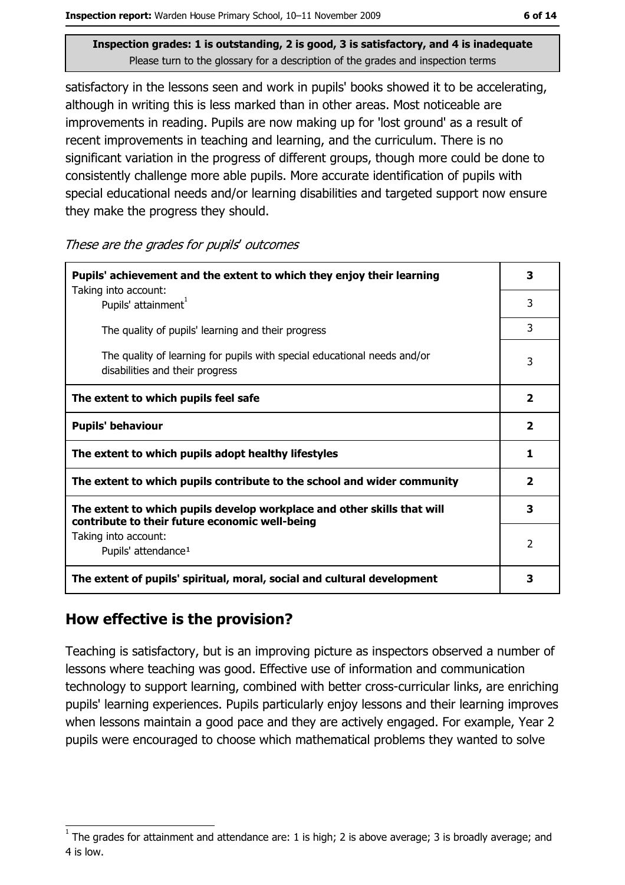**Inspection grades: 1 is outstanding, 2 is good, 3 is satisfactory, and 4 is inadequate**
Please turn to the glossary for a description of the grades and inspection terms

satisfactory in the lessons seen and work in pupils' books showed it to be accelerating, although in writing this is less marked than in other areas. Most noticeable are improvements in reading. Pupils are now making up for 'lost ground' as a result of recent improvements in teaching and learning, and the curriculum. There is no significant variation in the progress of different groups, though more could be done to consistently challenge more able pupils. More accurate identification of pupils with special educational needs and/or learning disabilities and targeted support now ensure they make the progress they should.

*These are the grades for pupils' outcomes*

| | |
|---|---|
| **Pupils' achievement and the extent to which they enjoy their learning** | **3** |
| Taking into account: Pupils' attainment[1] | 3 |
| The quality of pupils' learning and their progress | 3 |
| The quality of learning for pupils with special educational needs and/or disabilities and their progress | 3 |
| **The extent to which pupils feel safe** | **2** |
| **Pupils' behaviour** | **2** |
| **The extent to which pupils adopt healthy lifestyles** | **1** |
| **The extent to which pupils contribute to the school and wider community** | **2** |
| **The extent to which pupils develop workplace and other skills that will contribute to their future economic well-being** | **3** |
| Taking into account: Pupils' attendance[1] | 2 |
| **The extent of pupils' spiritual, moral, social and cultural development** | **3** |

## How effective is the provision?

Teaching is satisfactory, but is an improving picture as inspectors observed a number of lessons where teaching was good. Effective use of information and communication technology to support learning, combined with better cross-curricular links, are enriching pupils' learning experiences. Pupils particularly enjoy lessons and their learning improves when lessons maintain a good pace and they are actively engaged. For example, Year 2 pupils were encouraged to choose which mathematical problems they wanted to solve

[1] The grades for attainment and attendance are: 1 is high; 2 is above average; 3 is broadly average; and 4 is low.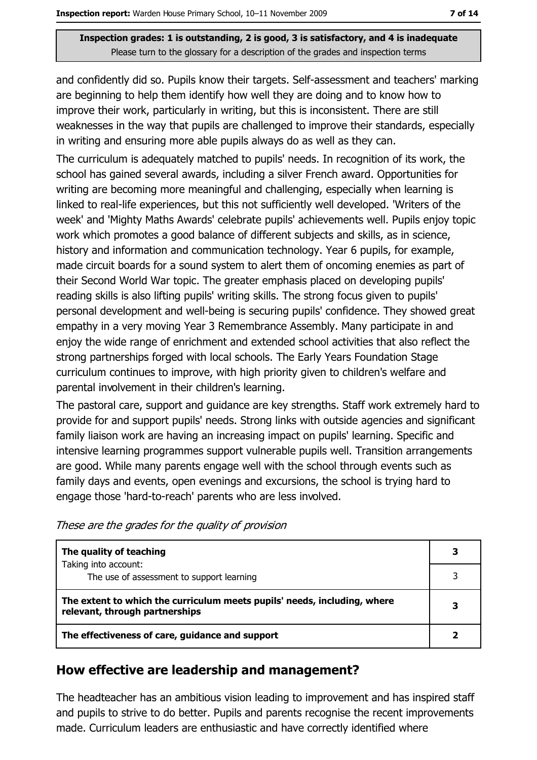**Inspection grades: 1 is outstanding, 2 is good, 3 is satisfactory, and 4 is inadequate**
Please turn to the glossary for a description of the grades and inspection terms

and confidently did so. Pupils know their targets. Self-assessment and teachers' marking are beginning to help them identify how well they are doing and to know how to improve their work, particularly in writing, but this is inconsistent. There are still weaknesses in the way that pupils are challenged to improve their standards, especially in writing and ensuring more able pupils always do as well as they can.

The curriculum is adequately matched to pupils' needs. In recognition of its work, the school has gained several awards, including a silver French award. Opportunities for writing are becoming more meaningful and challenging, especially when learning is linked to real-life experiences, but this not sufficiently well developed. 'Writers of the week' and 'Mighty Maths Awards' celebrate pupils' achievements well. Pupils enjoy topic work which promotes a good balance of different subjects and skills, as in science, history and information and communication technology. Year 6 pupils, for example, made circuit boards for a sound system to alert them of oncoming enemies as part of their Second World War topic. The greater emphasis placed on developing pupils' reading skills is also lifting pupils' writing skills. The strong focus given to pupils' personal development and well-being is securing pupils' confidence. They showed great empathy in a very moving Year 3 Remembrance Assembly. Many participate in and enjoy the wide range of enrichment and extended school activities that also reflect the strong partnerships forged with local schools. The Early Years Foundation Stage curriculum continues to improve, with high priority given to children's welfare and parental involvement in their children's learning.

The pastoral care, support and guidance are key strengths. Staff work extremely hard to provide for and support pupils' needs. Strong links with outside agencies and significant family liaison work are having an increasing impact on pupils' learning. Specific and intensive learning programmes support vulnerable pupils well. Transition arrangements are good. While many parents engage well with the school through events such as family days and events, open evenings and excursions, the school is trying hard to engage those 'hard-to-reach' parents who are less involved.

*These are the grades for the quality of provision*

| | |
|---|---|
| **The quality of teaching** | **3** |
| Taking into account: The use of assessment to support learning | 3 |
| **The extent to which the curriculum meets pupils' needs, including, where relevant, through partnerships** | **3** |
| **The effectiveness of care, guidance and support** | **2** |

## How effective are leadership and management?

The headteacher has an ambitious vision leading to improvement and has inspired staff and pupils to strive to do better. Pupils and parents recognise the recent improvements made. Curriculum leaders are enthusiastic and have correctly identified where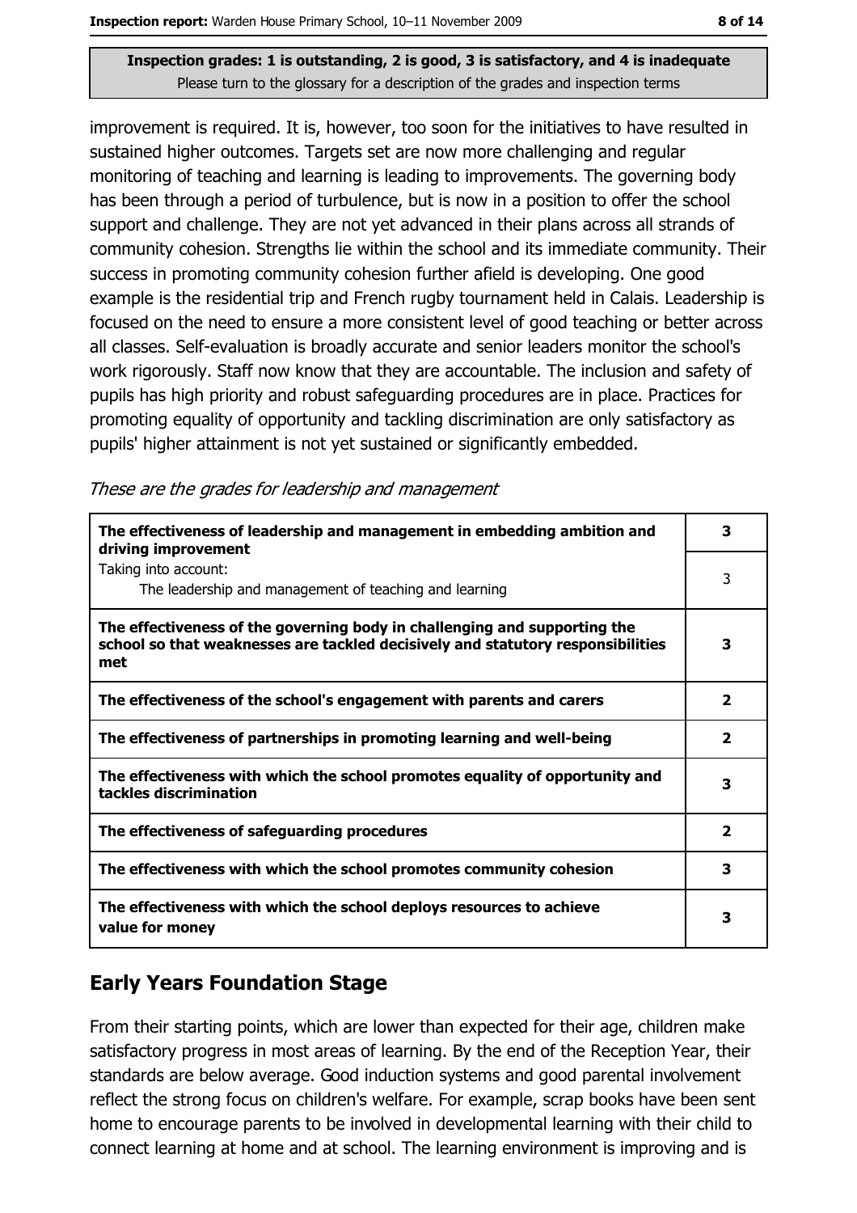Inspection grades: 1 is outstanding, 2 is good, 3 is satisfactory, and 4 is inadequate
Please turn to the glossary for a description of the grades and inspection terms

improvement is required. It is, however, too soon for the initiatives to have resulted in sustained higher outcomes. Targets set are now more challenging and regular monitoring of teaching and learning is leading to improvements. The governing body has been through a period of turbulence, but is now in a position to offer the school support and challenge. They are not yet advanced in their plans across all strands of community cohesion. Strengths lie within the school and its immediate community. Their success in promoting community cohesion further afield is developing. One good example is the residential trip and French rugby tournament held in Calais. Leadership is focused on the need to ensure a more consistent level of good teaching or better across all classes. Self-evaluation is broadly accurate and senior leaders monitor the school's work rigorously. Staff now know that they are accountable. The inclusion and safety of pupils has high priority and robust safeguarding procedures are in place. Practices for promoting equality of opportunity and tackling discrimination are only satisfactory as pupils' higher attainment is not yet sustained or significantly embedded.

*These are the grades for leadership and management*

| | |
|---|---|
| **The effectiveness of leadership and management in embedding ambition and driving improvement** | **3** |
| Taking into account: The leadership and management of teaching and learning | 3 |
| **The effectiveness of the governing body in challenging and supporting the school so that weaknesses are tackled decisively and statutory responsibilities met** | **3** |
| **The effectiveness of the school's engagement with parents and carers** | **2** |
| **The effectiveness of partnerships in promoting learning and well-being** | **2** |
| **The effectiveness with which the school promotes equality of opportunity and tackles discrimination** | **3** |
| **The effectiveness of safeguarding procedures** | **2** |
| **The effectiveness with which the school promotes community cohesion** | **3** |
| **The effectiveness with which the school deploys resources to achieve value for money** | **3** |

## Early Years Foundation Stage

From their starting points, which are lower than expected for their age, children make satisfactory progress in most areas of learning. By the end of the Reception Year, their standards are below average. Good induction systems and good parental involvement reflect the strong focus on children's welfare. For example, scrap books have been sent home to encourage parents to be involved in developmental learning with their child to connect learning at home and at school. The learning environment is improving and is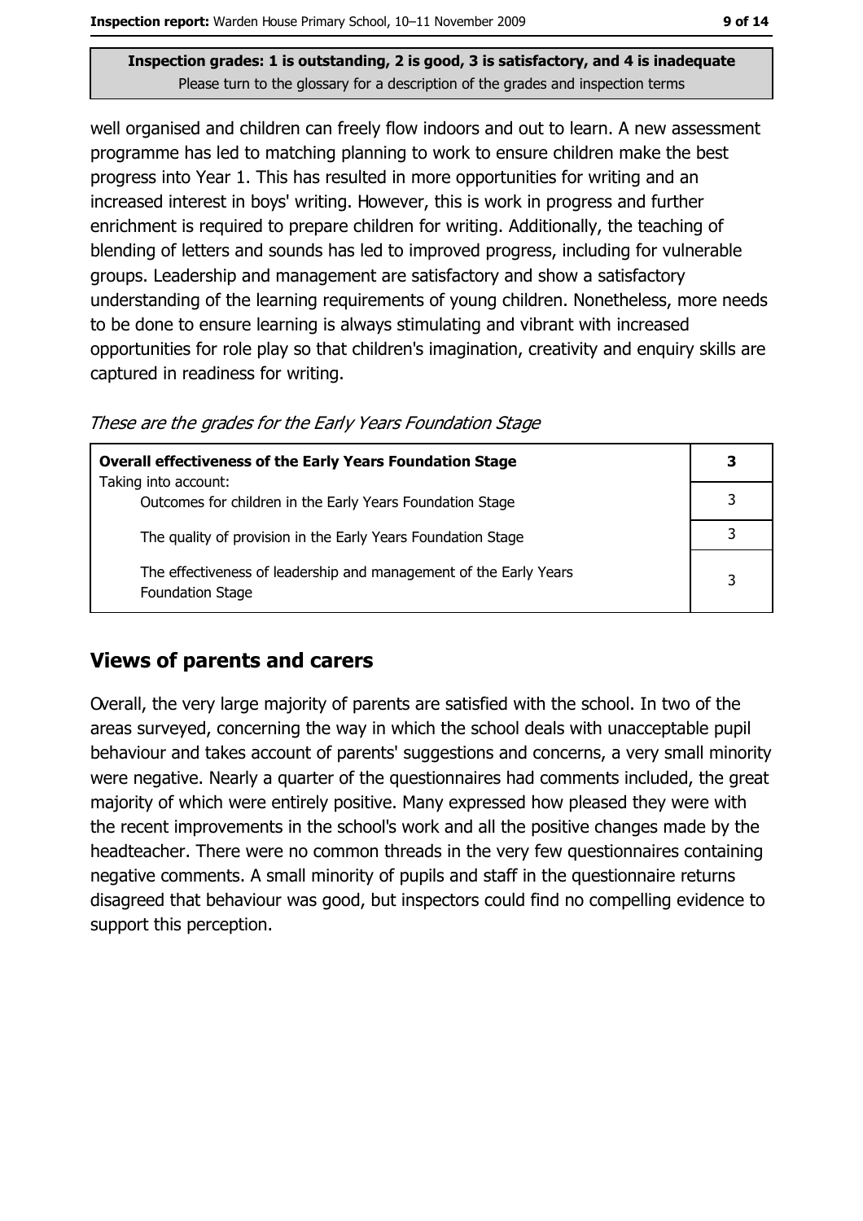Inspection grades: 1 is outstanding, 2 is good, 3 is satisfactory, and 4 is inadequate
Please turn to the glossary for a description of the grades and inspection terms

well organised and children can freely flow indoors and out to learn. A new assessment programme has led to matching planning to work to ensure children make the best progress into Year 1. This has resulted in more opportunities for writing and an increased interest in boys' writing. However, this is work in progress and further enrichment is required to prepare children for writing. Additionally, the teaching of blending of letters and sounds has led to improved progress, including for vulnerable groups. Leadership and management are satisfactory and show a satisfactory understanding of the learning requirements of young children. Nonetheless, more needs to be done to ensure learning is always stimulating and vibrant with increased opportunities for role play so that children's imagination, creativity and enquiry skills are captured in readiness for writing.

*These are the grades for the Early Years Foundation Stage*

| **Overall effectiveness of the Early Years Foundation Stage** Taking into account: | **3** |
|---|---|
| Outcomes for children in the Early Years Foundation Stage | 3 |
| The quality of provision in the Early Years Foundation Stage | 3 |
| The effectiveness of leadership and management of the Early Years Foundation Stage | 3 |

## Views of parents and carers

Overall, the very large majority of parents are satisfied with the school. In two of the areas surveyed, concerning the way in which the school deals with unacceptable pupil behaviour and takes account of parents' suggestions and concerns, a very small minority were negative. Nearly a quarter of the questionnaires had comments included, the great majority of which were entirely positive. Many expressed how pleased they were with the recent improvements in the school's work and all the positive changes made by the headteacher. There were no common threads in the very few questionnaires containing negative comments. A small minority of pupils and staff in the questionnaire returns disagreed that behaviour was good, but inspectors could find no compelling evidence to support this perception.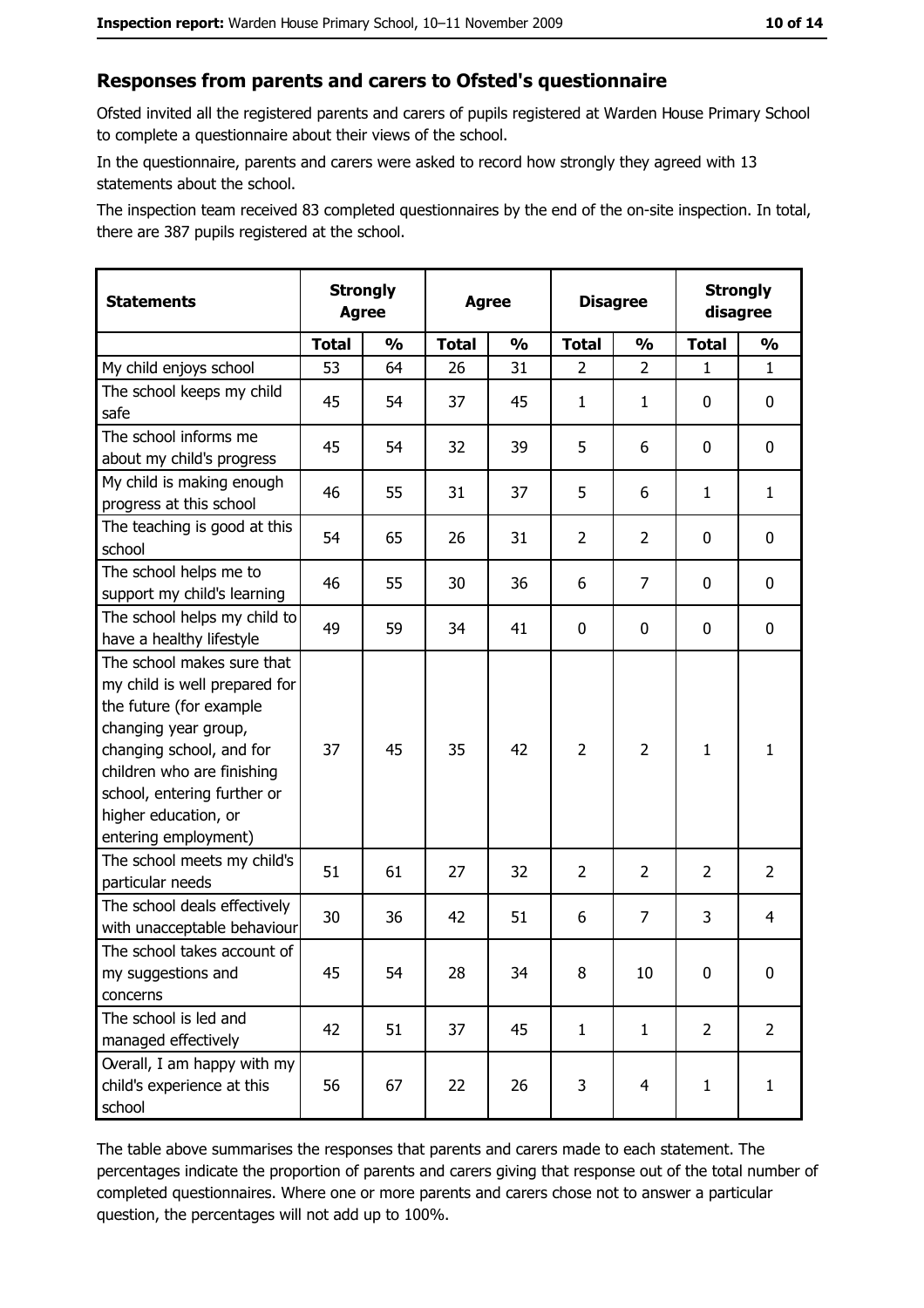## Responses from parents and carers to Ofsted's questionnaire

Ofsted invited all the registered parents and carers of pupils registered at Warden House Primary School to complete a questionnaire about their views of the school.

In the questionnaire, parents and carers were asked to record how strongly they agreed with 13 statements about the school.

The inspection team received 83 completed questionnaires by the end of the on-site inspection. In total, there are 387 pupils registered at the school.

| Statements | Strongly Agree | | Agree | | Disagree | | Strongly disagree | |
|---|---|---|---|---|---|---|---|---|
| | Total | % | Total | % | Total | % | Total | % |
| My child enjoys school | 53 | 64 | 26 | 31 | 2 | 2 | 1 | 1 |
| The school keeps my child safe | 45 | 54 | 37 | 45 | 1 | 1 | 0 | 0 |
| The school informs me about my child's progress | 45 | 54 | 32 | 39 | 5 | 6 | 0 | 0 |
| My child is making enough progress at this school | 46 | 55 | 31 | 37 | 5 | 6 | 1 | 1 |
| The teaching is good at this school | 54 | 65 | 26 | 31 | 2 | 2 | 0 | 0 |
| The school helps me to support my child's learning | 46 | 55 | 30 | 36 | 6 | 7 | 0 | 0 |
| The school helps my child to have a healthy lifestyle | 49 | 59 | 34 | 41 | 0 | 0 | 0 | 0 |
| The school makes sure that my child is well prepared for the future (for example changing year group, changing school, and for children who are finishing school, entering further or higher education, or entering employment) | 37 | 45 | 35 | 42 | 2 | 2 | 1 | 1 |
| The school meets my child's particular needs | 51 | 61 | 27 | 32 | 2 | 2 | 2 | 2 |
| The school deals effectively with unacceptable behaviour | 30 | 36 | 42 | 51 | 6 | 7 | 3 | 4 |
| The school takes account of my suggestions and concerns | 45 | 54 | 28 | 34 | 8 | 10 | 0 | 0 |
| The school is led and managed effectively | 42 | 51 | 37 | 45 | 1 | 1 | 2 | 2 |
| Overall, I am happy with my child's experience at this school | 56 | 67 | 22 | 26 | 3 | 4 | 1 | 1 |

The table above summarises the responses that parents and carers made to each statement. The percentages indicate the proportion of parents and carers giving that response out of the total number of completed questionnaires. Where one or more parents and carers chose not to answer a particular question, the percentages will not add up to 100%.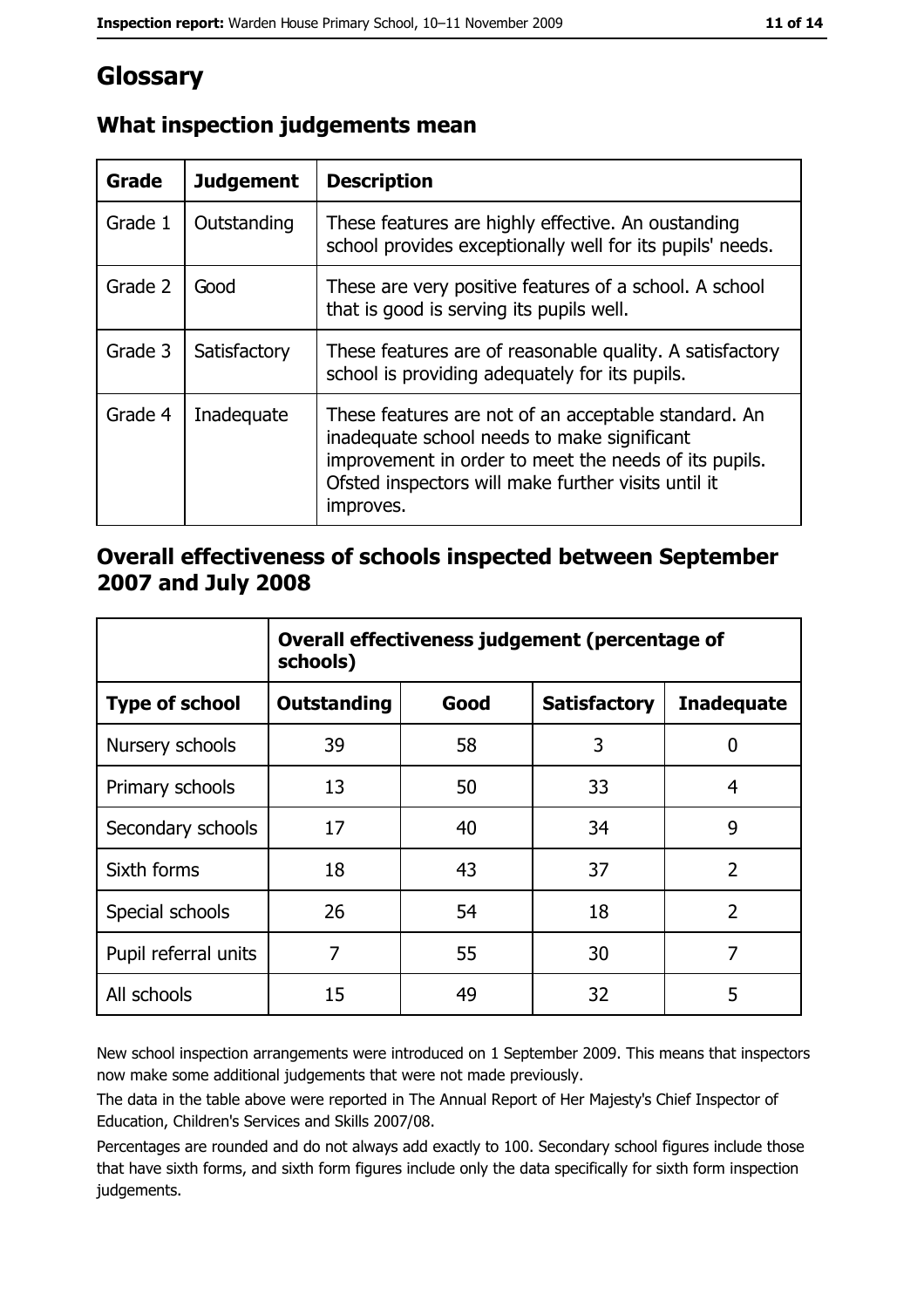# Glossary

## What inspection judgements mean

| Grade | Judgement | Description |
| --- | --- | --- |
| Grade 1 | Outstanding | These features are highly effective. An oustanding school provides exceptionally well for its pupils' needs. |
| Grade 2 | Good | These are very positive features of a school. A school that is good is serving its pupils well. |
| Grade 3 | Satisfactory | These features are of reasonable quality. A satisfactory school is providing adequately for its pupils. |
| Grade 4 | Inadequate | These features are not of an acceptable standard. An inadequate school needs to make significant improvement in order to meet the needs of its pupils. Ofsted inspectors will make further visits until it improves. |

## Overall effectiveness of schools inspected between September 2007 and July 2008

| | Overall effectiveness judgement (percentage of schools) | | | |
| --- | --- | --- | --- | --- |
| **Type of school** | **Outstanding** | **Good** | **Satisfactory** | **Inadequate** |
| Nursery schools | 39 | 58 | 3 | 0 |
| Primary schools | 13 | 50 | 33 | 4 |
| Secondary schools | 17 | 40 | 34 | 9 |
| Sixth forms | 18 | 43 | 37 | 2 |
| Special schools | 26 | 54 | 18 | 2 |
| Pupil referral units | 7 | 55 | 30 | 7 |
| All schools | 15 | 49 | 32 | 5 |

New school inspection arrangements were introduced on 1 September 2009. This means that inspectors now make some additional judgements that were not made previously.

The data in the table above were reported in The Annual Report of Her Majesty's Chief Inspector of Education, Children's Services and Skills 2007/08.

Percentages are rounded and do not always add exactly to 100. Secondary school figures include those that have sixth forms, and sixth form figures include only the data specifically for sixth form inspection judgements.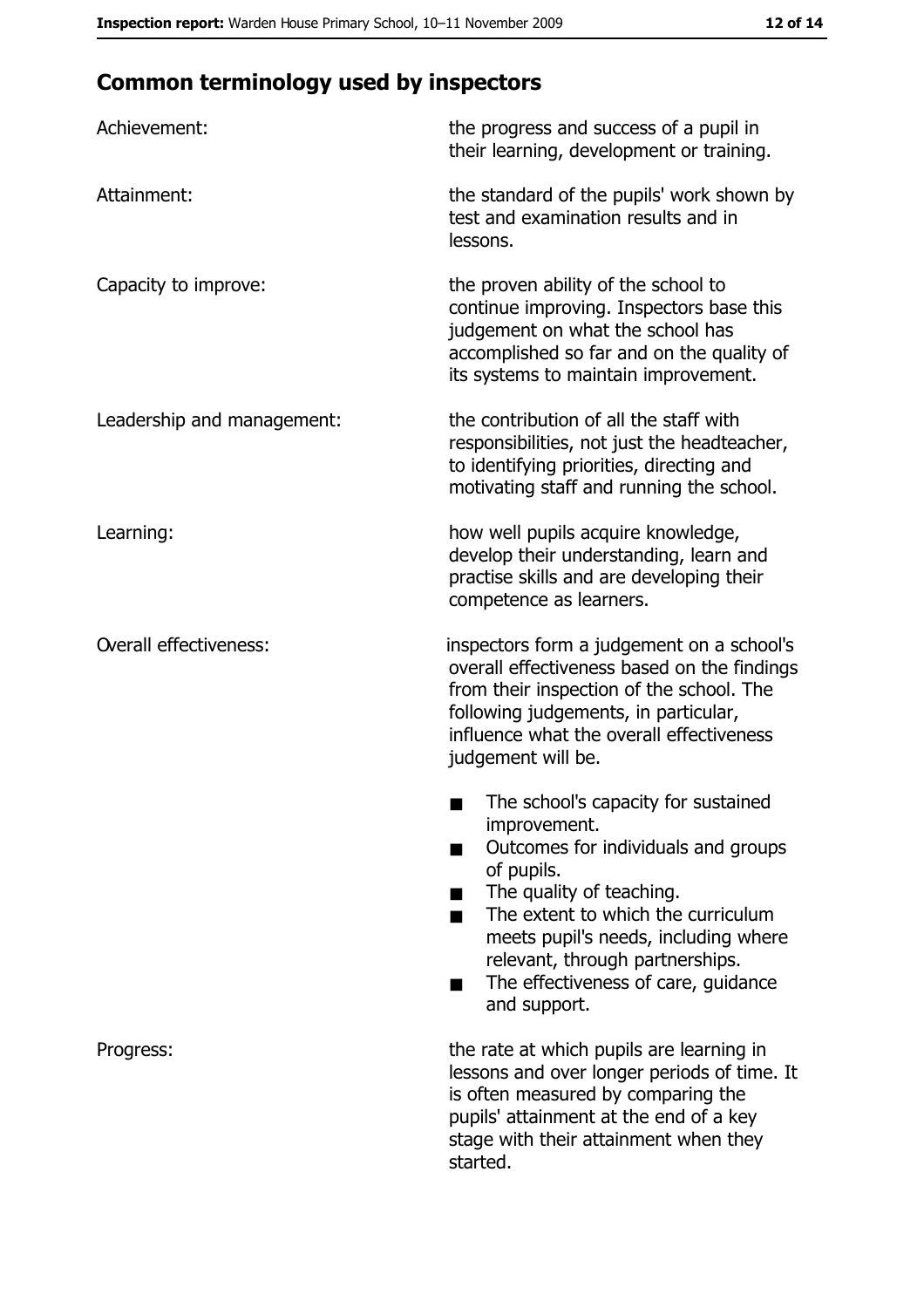## Common terminology used by inspectors

**Achievement:** the progress and success of a pupil in their learning, development or training.

**Attainment:** the standard of the pupils' work shown by test and examination results and in lessons.

**Capacity to improve:** the proven ability of the school to continue improving. Inspectors base this judgement on what the school has accomplished so far and on the quality of its systems to maintain improvement.

**Leadership and management:** the contribution of all the staff with responsibilities, not just the headteacher, to identifying priorities, directing and motivating staff and running the school.

**Learning:** how well pupils acquire knowledge, develop their understanding, learn and practise skills and are developing their competence as learners.

**Overall effectiveness:** inspectors form a judgement on a school's overall effectiveness based on the findings from their inspection of the school. The following judgements, in particular, influence what the overall effectiveness judgement will be.

- The school's capacity for sustained improvement.
- Outcomes for individuals and groups of pupils.
- The quality of teaching.
- The extent to which the curriculum meets pupil's needs, including where relevant, through partnerships.
- The effectiveness of care, guidance and support.

**Progress:** the rate at which pupils are learning in lessons and over longer periods of time. It is often measured by comparing the pupils' attainment at the end of a key stage with their attainment when they started.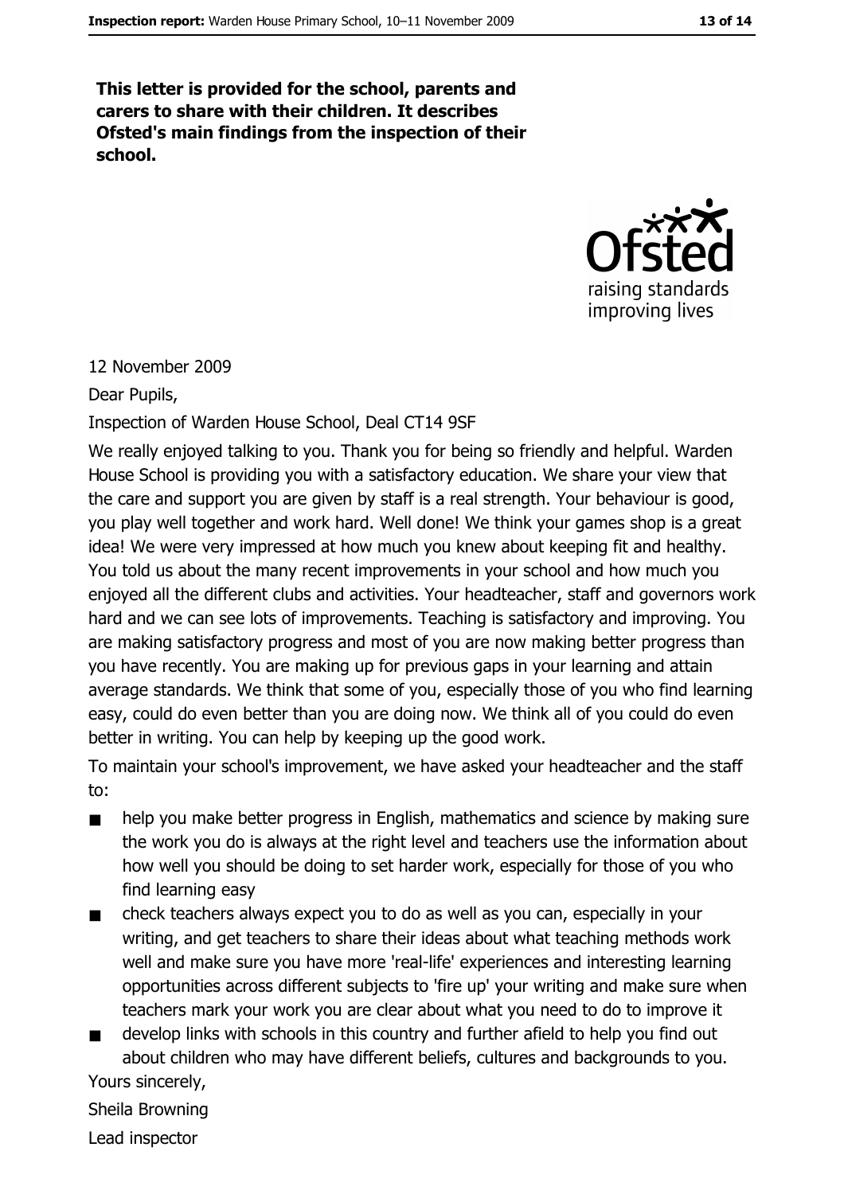**This letter is provided for the school, parents and carers to share with their children. It describes Ofsted's main findings from the inspection of their school.**

12 November 2009

Dear Pupils,

Inspection of Warden House School, Deal CT14 9SF

We really enjoyed talking to you. Thank you for being so friendly and helpful. Warden House School is providing you with a satisfactory education. We share your view that the care and support you are given by staff is a real strength. Your behaviour is good, you play well together and work hard. Well done! We think your games shop is a great idea! We were very impressed at how much you knew about keeping fit and healthy. You told us about the many recent improvements in your school and how much you enjoyed all the different clubs and activities. Your headteacher, staff and governors work hard and we can see lots of improvements. Teaching is satisfactory and improving. You are making satisfactory progress and most of you are now making better progress than you have recently. You are making up for previous gaps in your learning and attain average standards. We think that some of you, especially those of you who find learning easy, could do even better than you are doing now. We think all of you could do even better in writing. You can help by keeping up the good work.

To maintain your school's improvement, we have asked your headteacher and the staff to:

- help you make better progress in English, mathematics and science by making sure the work you do is always at the right level and teachers use the information about how well you should be doing to set harder work, especially for those of you who find learning easy
- check teachers always expect you to do as well as you can, especially in your writing, and get teachers to share their ideas about what teaching methods work well and make sure you have more 'real-life' experiences and interesting learning opportunities across different subjects to 'fire up' your writing and make sure when teachers mark your work you are clear about what you need to do to improve it
- develop links with schools in this country and further afield to help you find out about children who may have different beliefs, cultures and backgrounds to you.

Yours sincerely,

Sheila Browning

Lead inspector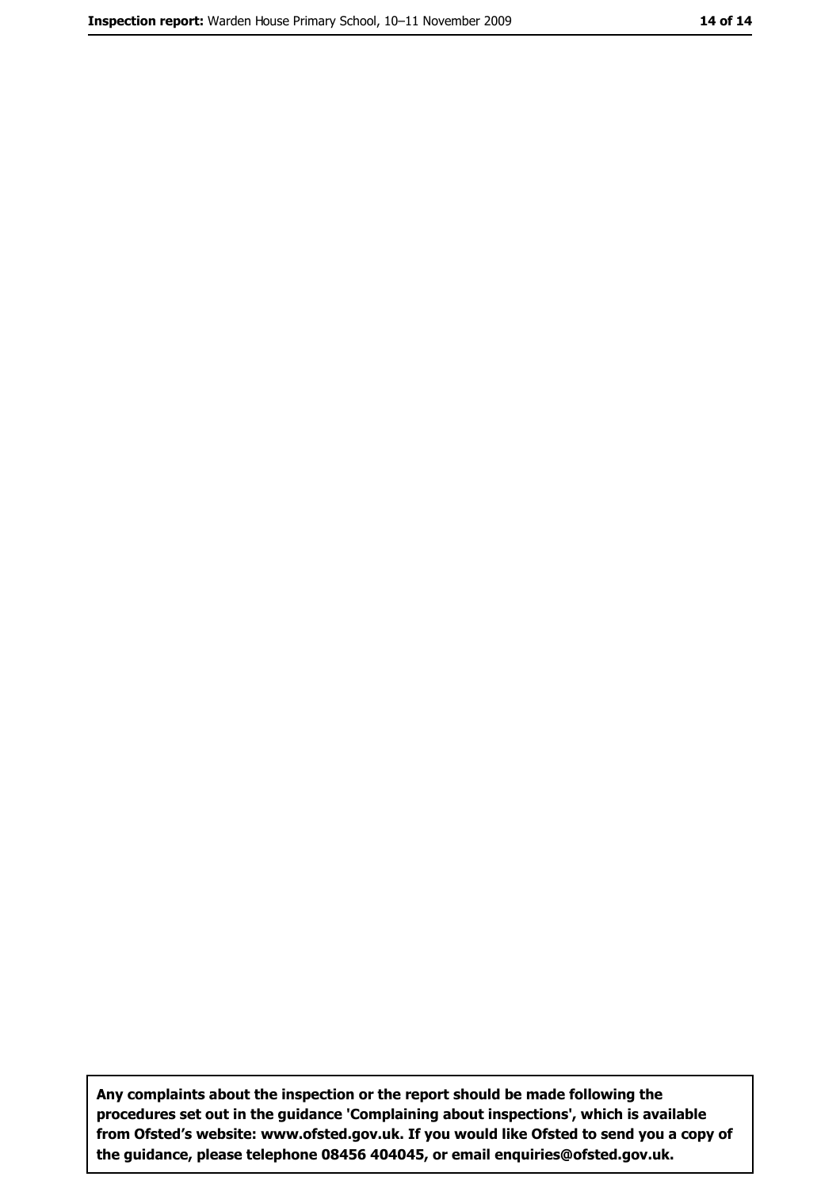**Any complaints about the inspection or the report should be made following the procedures set out in the guidance 'Complaining about inspections', which is available from Ofsted's website: www.ofsted.gov.uk. If you would like Ofsted to send you a copy of the guidance, please telephone 08456 404045, or email enquiries@ofsted.gov.uk.**